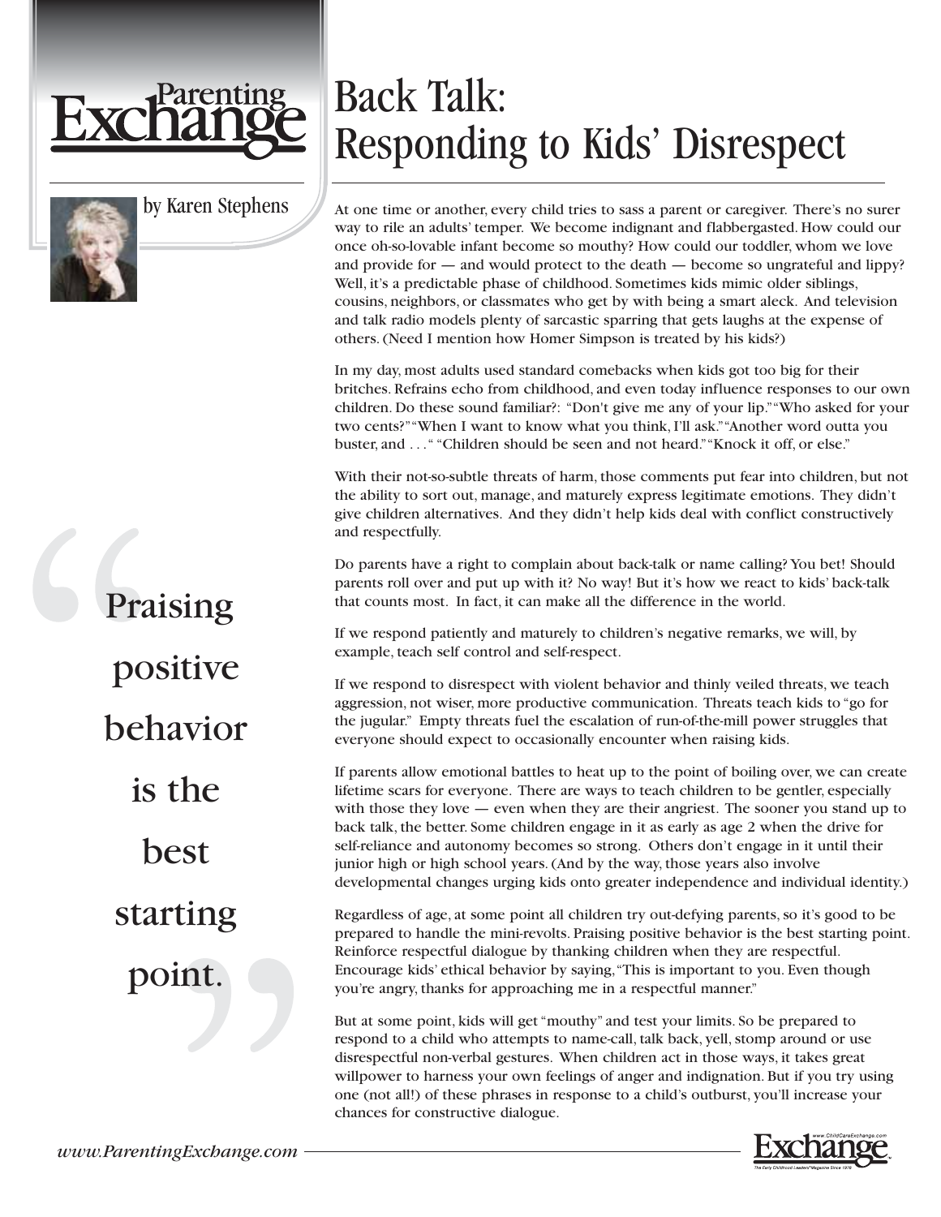# Back Talk: Responding to Kids' Disrespect

by Karen Stephens

At one time or another, every child tries to sass a parent or caregiver. There's no surer way to rile an adults' temper. We become indignant and flabbergasted. How could our once oh-so-lovable infant become so mouthy? How could our toddler, whom we love and provide for — and would protect to the death — become so ungrateful and lippy? Well, it's a predictable phase of childhood. Sometimes kids mimic older siblings, cousins, neighbors, or classmates who get by with being a smart aleck. And television and talk radio models plenty of sarcastic sparring that gets laughs at the expense of others. (Need I mention how Homer Simpson is treated by his kids?)

In my day, most adults used standard comebacks when kids got too big for their britches. Refrains echo from childhood, and even today influence responses to our own children. Do these sound familiar?: "Don't give me any of your lip." "Who asked for your two cents?" "When I want to know what you think, I'll ask." "Another word outta you buster, and . . ." "Children should be seen and not heard." "Knock it off, or else."

With their not-so-subtle threats of harm, those comments put fear into children, but not the ability to sort out, manage, and maturely express legitimate emotions. They didn't give children alternatives. And they didn't help kids deal with conflict constructively and respectfully.

Do parents have a right to complain about back-talk or name calling? You bet! Should parents roll over and put up with it? No way! But it's how we react to kids' back-talk that counts most. In fact, it can make all the difference in the world.

> "Praising positive behavior is the best starting point."

If we respond patiently and maturely to children's negative remarks, we will, by example, teach self control and self-respect.

If we respond to disrespect with violent behavior and thinly veiled threats, we teach aggression, not wiser, more productive communication. Threats teach kids to "go for the jugular." Empty threats fuel the escalation of run-of-the-mill power struggles that everyone should expect to occasionally encounter when raising kids.

If parents allow emotional battles to heat up to the point of boiling over, we can create lifetime scars for everyone. There are ways to teach children to be gentler, especially with those they love — even when they are their angriest. The sooner you stand up to back talk, the better. Some children engage in it as early as age 2 when the drive for self-reliance and autonomy becomes so strong. Others don't engage in it until their junior high or high school years. (And by the way, those years also involve developmental changes urging kids onto greater independence and individual identity.)

Regardless of age, at some point all children try out-defying parents, so it's good to be prepared to handle the mini-revolts. Praising positive behavior is the best starting point. Reinforce respectful dialogue by thanking children when they are respectful. Encourage kids' ethical behavior by saying, "This is important to you. Even though you're angry, thanks for approaching me in a respectful manner."

But at some point, kids will get "mouthy" and test your limits. So be prepared to respond to a child who attempts to name-call, talk back, yell, stomp around or use disrespectful non-verbal gestures. When children act in those ways, it takes great willpower to harness your own feelings of anger and indignation. But if you try using one (not all!) of these phrases in response to a child's outburst, you'll increase your chances for constructive dialogue.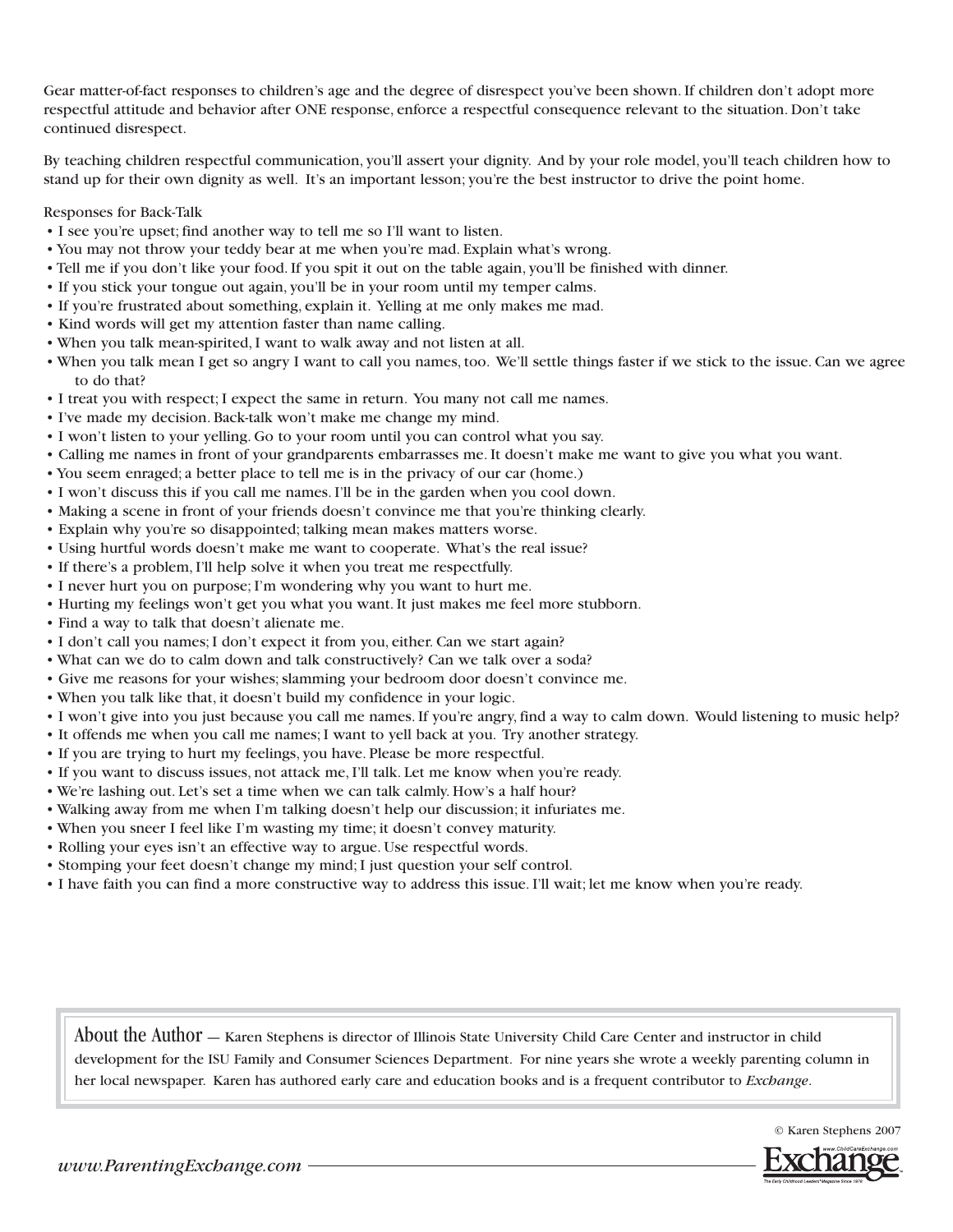Gear matter-of-fact responses to children's age and the degree of disrespect you've been shown. If children don't adopt more respectful attitude and behavior after ONE response, enforce a respectful consequence relevant to the situation. Don't take continued disrespect.

By teaching children respectful communication, you'll assert your dignity. And by your role model, you'll teach children how to stand up for their own dignity as well. It's an important lesson; you're the best instructor to drive the point home.

Responses for Back-Talk

- I see you're upset; find another way to tell me so I'll want to listen.
- You may not throw your teddy bear at me when you're mad. Explain what's wrong.
- Tell me if you don't like your food. If you spit it out on the table again, you'll be finished with dinner.
- If you stick your tongue out again, you'll be in your room until my temper calms.
- If you're frustrated about something, explain it. Yelling at me only makes me mad.
- Kind words will get my attention faster than name calling.
- When you talk mean-spirited, I want to walk away and not listen at all.
- When you talk mean I get so angry I want to call you names, too. We'll settle things faster if we stick to the issue. Can we agree to do that?
- I treat you with respect; I expect the same in return. You many not call me names.
- I've made my decision. Back-talk won't make me change my mind.
- I won't listen to your yelling. Go to your room until you can control what you say.
- Calling me names in front of your grandparents embarrasses me. It doesn't make me want to give you what you want.
- You seem enraged; a better place to tell me is in the privacy of our car (home.)
- I won't discuss this if you call me names. I'll be in the garden when you cool down.
- Making a scene in front of your friends doesn't convince me that you're thinking clearly.
- Explain why you're so disappointed; talking mean makes matters worse.
- Using hurtful words doesn't make me want to cooperate. What's the real issue?
- If there's a problem, I'll help solve it when you treat me respectfully.
- I never hurt you on purpose; I'm wondering why you want to hurt me.
- Hurting my feelings won't get you what you want. It just makes me feel more stubborn.
- Find a way to talk that doesn't alienate me.
- I don't call you names; I don't expect it from you, either. Can we start again?
- What can we do to calm down and talk constructively? Can we talk over a soda?
- Give me reasons for your wishes; slamming your bedroom door doesn't convince me.
- When you talk like that, it doesn't build my confidence in your logic.
- I won't give into you just because you call me names. If you're angry, find a way to calm down. Would listening to music help?
- It offends me when you call me names; I want to yell back at you. Try another strategy.
- If you are trying to hurt my feelings, you have. Please be more respectful.
- If you want to discuss issues, not attack me, I'll talk. Let me know when you're ready.
- We're lashing out. Let's set a time when we can talk calmly. How's a half hour?
- Walking away from me when I'm talking doesn't help our discussion; it infuriates me.
- When you sneer I feel like I'm wasting my time; it doesn't convey maturity.
- Rolling your eyes isn't an effective way to argue. Use respectful words.
- Stomping your feet doesn't change my mind; I just question your self control.
- I have faith you can find a more constructive way to address this issue. I'll wait; let me know when you're ready.

About the Author — Karen Stephens is director of Illinois State University Child Care Center and instructor in child development for the ISU Family and Consumer Sciences Department. For nine years she wrote a weekly parenting column in her local newspaper. Karen has authored early care and education books and is a frequent contributor to *Exchange*.

© Karen Stephens 2007